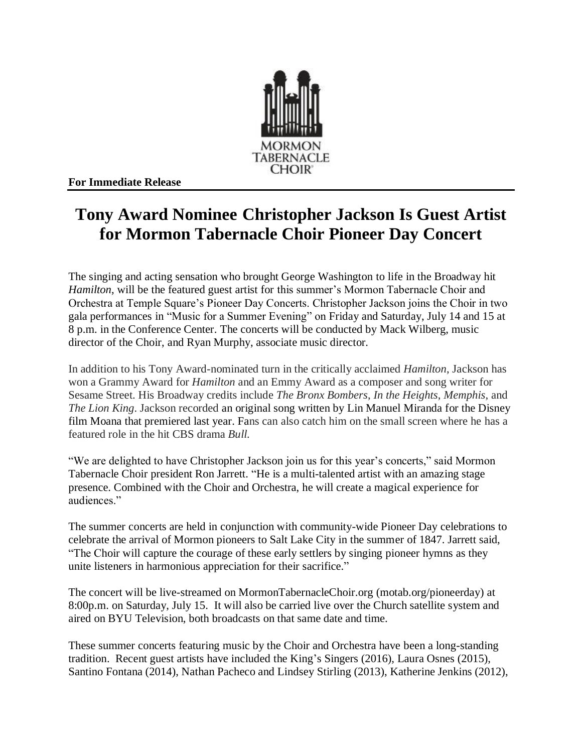MORMON TABERNACLE CHOIR

**For Immediate Release**

# Tony Award Nominee Christopher Jackson Is Guest Artist for Mormon Tabernacle Choir Pioneer Day Concert

The singing and acting sensation who brought George Washington to life in the Broadway hit *Hamilton*, will be the featured guest artist for this summer's Mormon Tabernacle Choir and Orchestra at Temple Square's Pioneer Day Concerts. Christopher Jackson joins the Choir in two gala performances in "Music for a Summer Evening" on Friday and Saturday, July 14 and 15 at 8 p.m. in the Conference Center. The concerts will be conducted by Mack Wilberg, music director of the Choir, and Ryan Murphy, associate music director.

In addition to his Tony Award-nominated turn in the critically acclaimed *Hamilton*, Jackson has won a Grammy Award for *Hamilton* and an Emmy Award as a composer and song writer for Sesame Street. His Broadway credits include *The Bronx Bombers*, *In the Heights*, *Memphis*, and *The Lion King*. Jackson recorded an original song written by Lin Manuel Miranda for the Disney film Moana that premiered last year. Fans can also catch him on the small screen where he has a featured role in the hit CBS drama *Bull.*

"We are delighted to have Christopher Jackson join us for this year's concerts," said Mormon Tabernacle Choir president Ron Jarrett. "He is a multi-talented artist with an amazing stage presence. Combined with the Choir and Orchestra, he will create a magical experience for audiences."

The summer concerts are held in conjunction with community-wide Pioneer Day celebrations to celebrate the arrival of Mormon pioneers to Salt Lake City in the summer of 1847. Jarrett said, "The Choir will capture the courage of these early settlers by singing pioneer hymns as they unite listeners in harmonious appreciation for their sacrifice."

The concert will be live-streamed on MormonTabernacleChoir.org (motab.org/pioneerday) at 8:00p.m. on Saturday, July 15. It will also be carried live over the Church satellite system and aired on BYU Television, both broadcasts on that same date and time.

These summer concerts featuring music by the Choir and Orchestra have been a long-standing tradition. Recent guest artists have included the King's Singers (2016), Laura Osnes (2015), Santino Fontana (2014), Nathan Pacheco and Lindsey Stirling (2013), Katherine Jenkins (2012),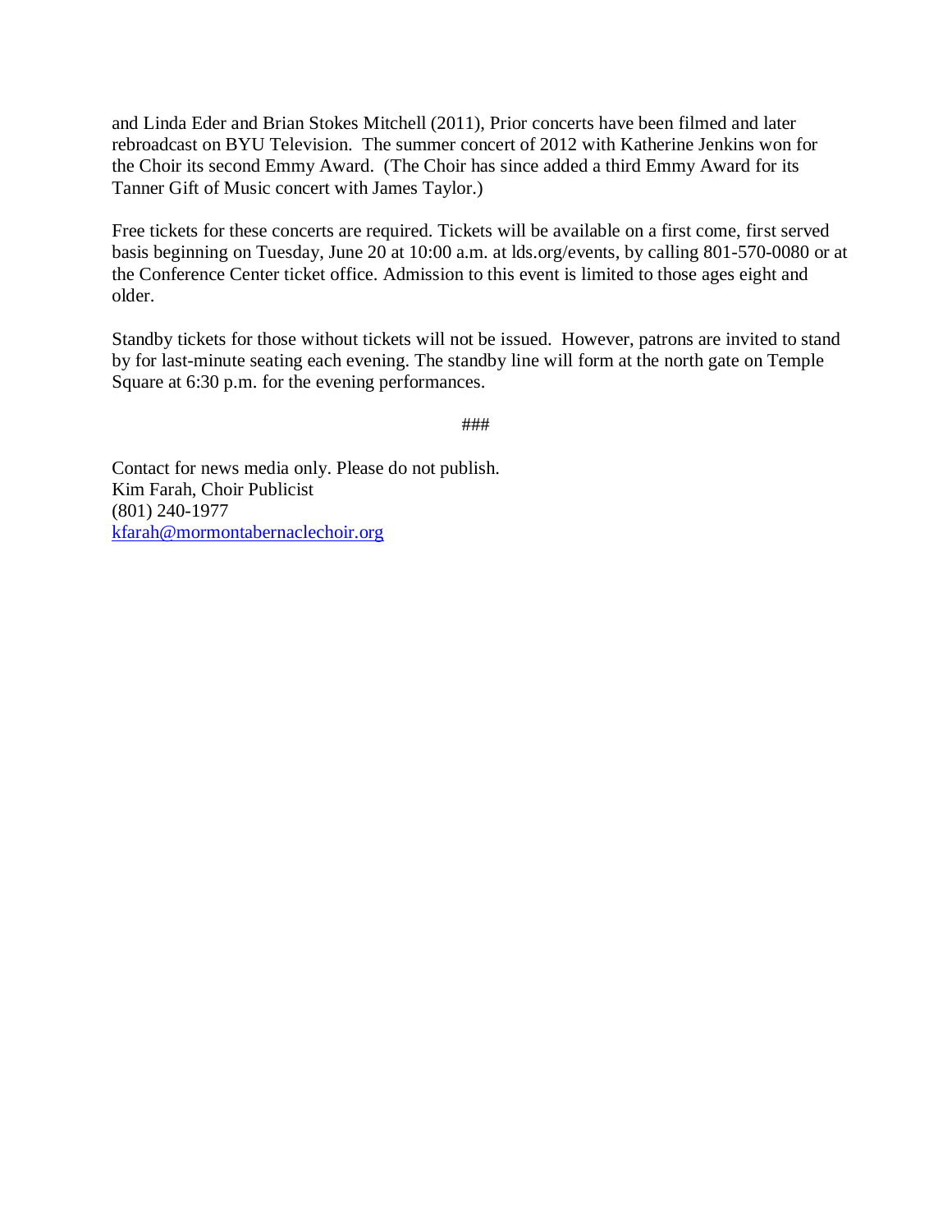and Linda Eder and Brian Stokes Mitchell (2011), Prior concerts have been filmed and later rebroadcast on BYU Television. The summer concert of 2012 with Katherine Jenkins won for the Choir its second Emmy Award. (The Choir has since added a third Emmy Award for its Tanner Gift of Music concert with James Taylor.)

Free tickets for these concerts are required. Tickets will be available on a first come, first served basis beginning on Tuesday, June 20 at 10:00 a.m. at lds.org/events, by calling 801-570-0080 or at the Conference Center ticket office. Admission to this event is limited to those ages eight and older.

Standby tickets for those without tickets will not be issued. However, patrons are invited to stand by for last-minute seating each evening. The standby line will form at the north gate on Temple Square at 6:30 p.m. for the evening performances.

###

Contact for news media only. Please do not publish.
Kim Farah, Choir Publicist
(801) 240-1977
kfarah@mormontabernaclechoir.org